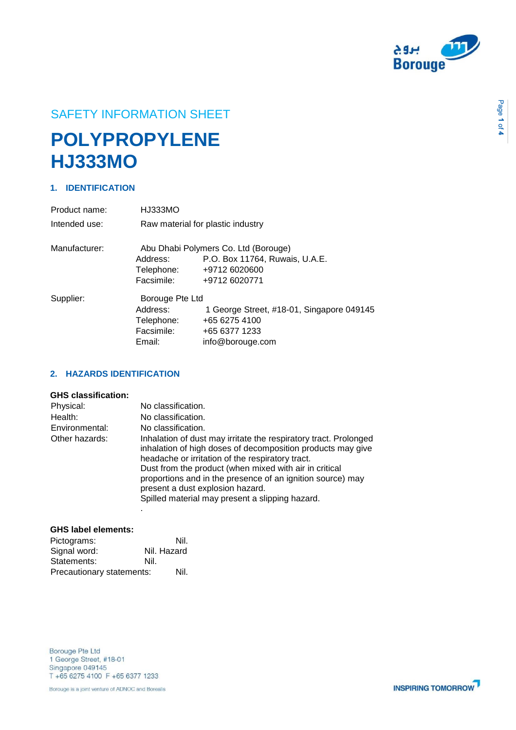SAFETY INFORMATION SHEET

# POLYPROPYLENE HJ333MO

## 1. IDENTIFICATION

Product name: HJ333MO

Intended use: Raw material for plastic industry

Manufacturer: Abu Dhabi Polymers Co. Ltd (Borouge)
Address: P.O. Box 11764, Ruwais, U.A.E.
Telephone: +9712 6020600
Facsimile: +9712 6020771

Supplier: Borouge Pte Ltd
Address: 1 George Street, #18-01, Singapore 049145
Telephone: +65 6275 4100
Facsimile: +65 6377 1233
Email: info@borouge.com

## 2. HAZARDS IDENTIFICATION

**GHS classification:**

Physical: No classification.

Health: No classification.

Environmental: No classification.

Other hazards: Inhalation of dust may irritate the respiratory tract. Prolonged inhalation of high doses of decomposition products may give headache or irritation of the respiratory tract.
Dust from the product (when mixed with air in critical proportions and in the presence of an ignition source) may present a dust explosion hazard.
Spilled material may present a slipping hazard.
.

**GHS label elements:**

Pictograms: Nil.

Signal word: Nil. Hazard

Statements: Nil.

Precautionary statements: Nil.

Borouge Pte Ltd
1 George Street, #18-01
Singapore 049145
T +65 6275 4100 F +65 6377 1233

Borouge is a joint venture of ADNOC and Borealis

INSPIRING TOMORROW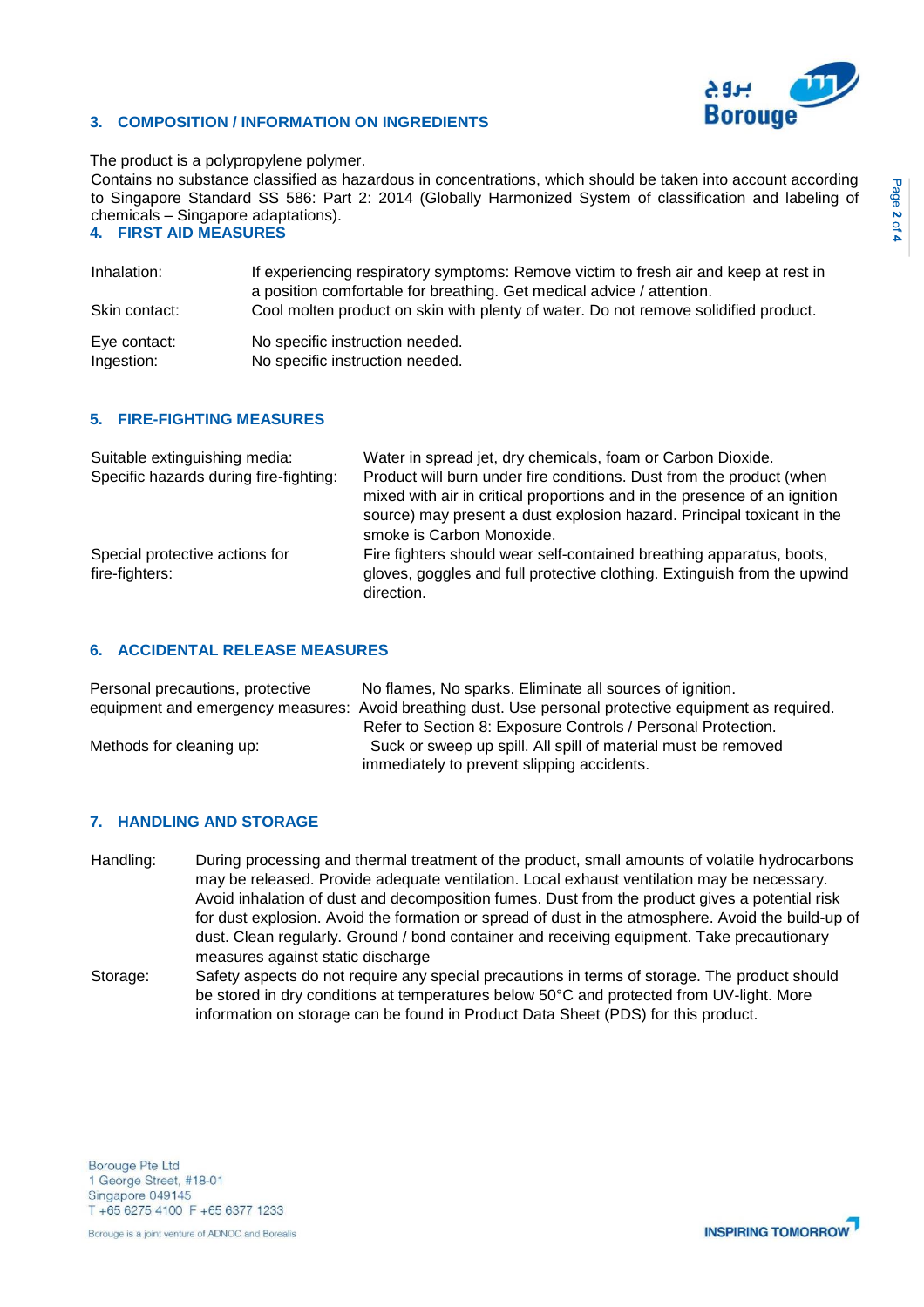## 3. COMPOSITION / INFORMATION ON INGREDIENTS

The product is a polypropylene polymer.
Contains no substance classified as hazardous in concentrations, which should be taken into account according to Singapore Standard SS 586: Part 2: 2014 (Globally Harmonized System of classification and labeling of chemicals – Singapore adaptations).

## 4. FIRST AID MEASURES

| | |
|---|---|
| Inhalation: | If experiencing respiratory symptoms: Remove victim to fresh air and keep at rest in a position comfortable for breathing. Get medical advice / attention. |
| Skin contact: | Cool molten product on skin with plenty of water. Do not remove solidified product. |
| Eye contact: | No specific instruction needed. |
| Ingestion: | No specific instruction needed. |

## 5. FIRE-FIGHTING MEASURES

| | |
|---|---|
| Suitable extinguishing media: | Water in spread jet, dry chemicals, foam or Carbon Dioxide. |
| Specific hazards during fire-fighting: | Product will burn under fire conditions. Dust from the product (when mixed with air in critical proportions and in the presence of an ignition source) may present a dust explosion hazard. Principal toxicant in the smoke is Carbon Monoxide. |
| Special protective actions for fire-fighters: | Fire fighters should wear self-contained breathing apparatus, boots, gloves, goggles and full protective clothing. Extinguish from the upwind direction. |

## 6. ACCIDENTAL RELEASE MEASURES

| | |
|---|---|
| Personal precautions, protective equipment and emergency measures: | No flames, No sparks. Eliminate all sources of ignition. Avoid breathing dust. Use personal protective equipment as required. Refer to Section 8: Exposure Controls / Personal Protection. |
| Methods for cleaning up: | Suck or sweep up spill. All spill of material must be removed immediately to prevent slipping accidents. |

## 7. HANDLING AND STORAGE

| | |
|---|---|
| Handling: | During processing and thermal treatment of the product, small amounts of volatile hydrocarbons may be released. Provide adequate ventilation. Local exhaust ventilation may be necessary. Avoid inhalation of dust and decomposition fumes. Dust from the product gives a potential risk for dust explosion. Avoid the formation or spread of dust in the atmosphere. Avoid the build-up of dust. Clean regularly. Ground / bond container and receiving equipment. Take precautionary measures against static discharge |
| Storage: | Safety aspects do not require any special precautions in terms of storage. The product should be stored in dry conditions at temperatures below 50°C and protected from UV-light. More information on storage can be found in Product Data Sheet (PDS) for this product. |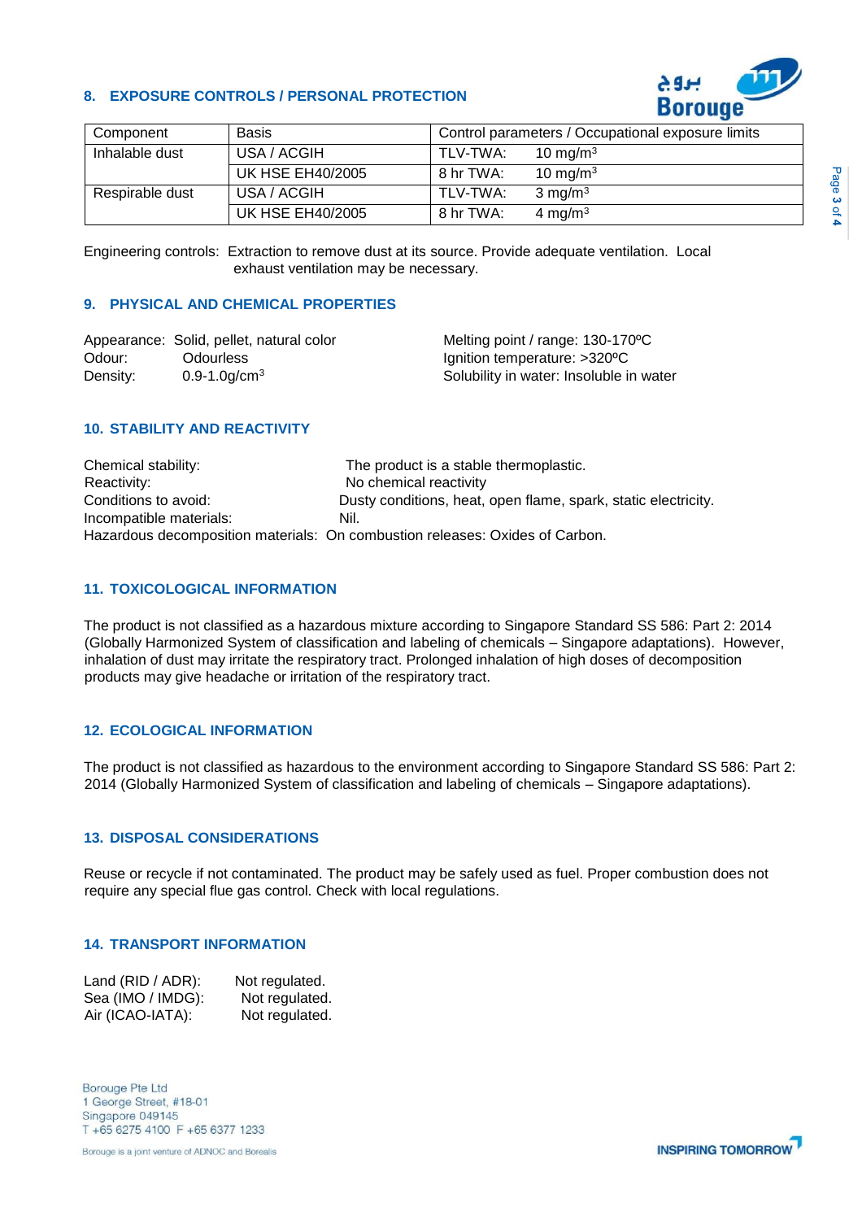## 8. EXPOSURE CONTROLS / PERSONAL PROTECTION

| Component | Basis | Control parameters / Occupational exposure limits |
|---|---|---|
| Inhalable dust | USA / ACGIH | TLV-TWA: 10 $mg/m^3$ |
| | UK HSE EH40/2005 | 8 hr TWA: 10 $mg/m^3$ |
| Respirable dust | USA / ACGIH | TLV-TWA: 3 $mg/m^3$ |
| | UK HSE EH40/2005 | 8 hr TWA: 4 $mg/m^3$ |

Engineering controls: Extraction to remove dust at its source. Provide adequate ventilation. Local exhaust ventilation may be necessary.

## 9. PHYSICAL AND CHEMICAL PROPERTIES

Appearance: Solid, pellet, natural color
Odour: Odourless
Density: 0.9-1.0g/$cm^3$

Melting point / range: 130-170ºC
Ignition temperature: >320ºC
Solubility in water: Insoluble in water

## 10. STABILITY AND REACTIVITY

Chemical stability: The product is a stable thermoplastic.
Reactivity: No chemical reactivity
Conditions to avoid: Dusty conditions, heat, open flame, spark, static electricity.
Incompatible materials: Nil.
Hazardous decomposition materials: On combustion releases: Oxides of Carbon.

## 11. TOXICOLOGICAL INFORMATION

The product is not classified as a hazardous mixture according to Singapore Standard SS 586: Part 2: 2014 (Globally Harmonized System of classification and labeling of chemicals – Singapore adaptations). However, inhalation of dust may irritate the respiratory tract. Prolonged inhalation of high doses of decomposition products may give headache or irritation of the respiratory tract.

## 12. ECOLOGICAL INFORMATION

The product is not classified as hazardous to the environment according to Singapore Standard SS 586: Part 2: 2014 (Globally Harmonized System of classification and labeling of chemicals – Singapore adaptations).

## 13. DISPOSAL CONSIDERATIONS

Reuse or recycle if not contaminated. The product may be safely used as fuel. Proper combustion does not require any special flue gas control. Check with local regulations.

## 14. TRANSPORT INFORMATION

Land (RID / ADR): Not regulated.
Sea (IMO / IMDG): Not regulated.
Air (ICAO-IATA): Not regulated.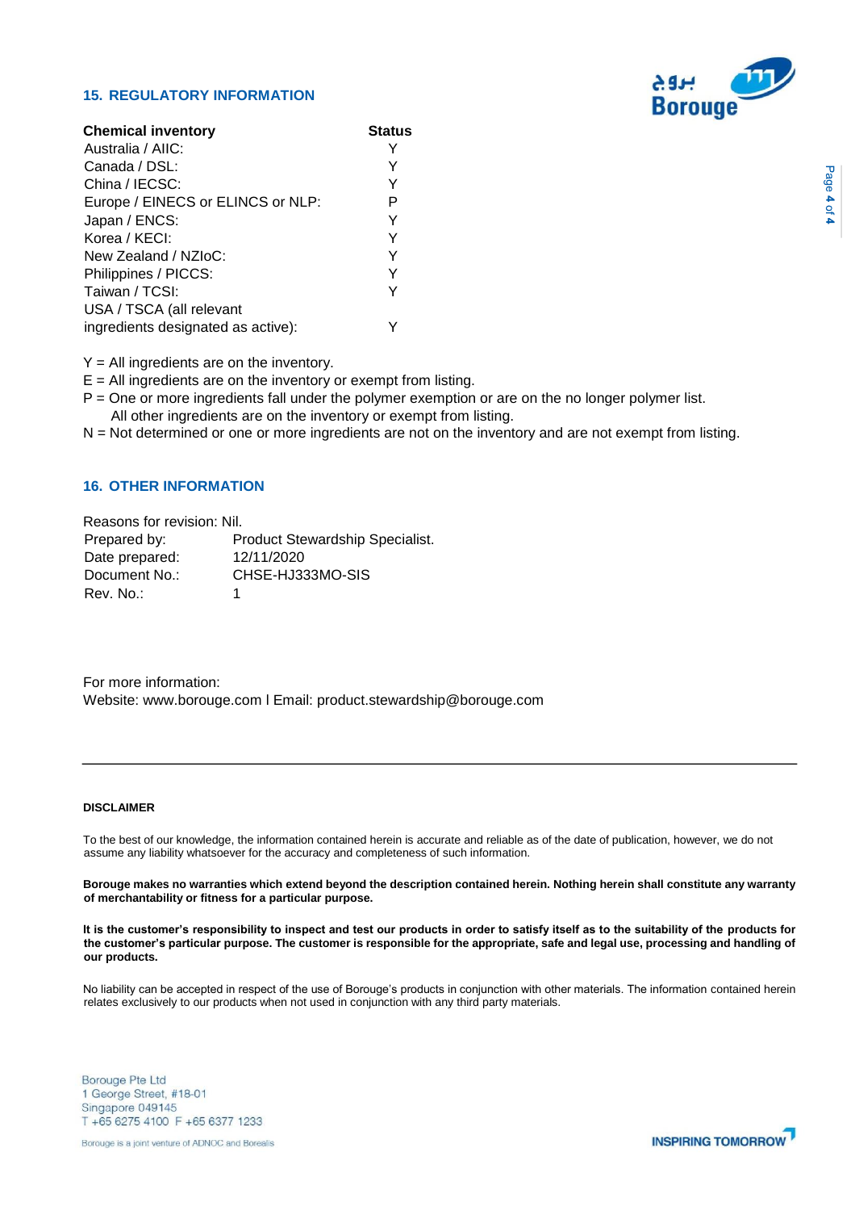## 15. REGULATORY INFORMATION

| Chemical inventory | Status |
| --- | --- |
| Australia / AIIC: | Y |
| Canada / DSL: | Y |
| China / IECSC: | Y |
| Europe / EINECS or ELINCS or NLP: | P |
| Japan / ENCS: | Y |
| Korea / KECI: | Y |
| New Zealand / NZIoC: | Y |
| Philippines / PICCS: | Y |
| Taiwan / TCSI: | Y |
| USA / TSCA (all relevant ingredients designated as active): | Y |

Y = All ingredients are on the inventory.
E = All ingredients are on the inventory or exempt from listing.
P = One or more ingredients fall under the polymer exemption or are on the no longer polymer list. All other ingredients are on the inventory or exempt from listing.
N = Not determined or one or more ingredients are not on the inventory and are not exempt from listing.

## 16. OTHER INFORMATION

Reasons for revision: Nil.
Prepared by: Product Stewardship Specialist.
Date prepared: 12/11/2020
Document No.: CHSE-HJ333MO-SIS
Rev. No.: 1

For more information:
Website: www.borouge.com l Email: product.stewardship@borouge.com

---

**DISCLAIMER**

To the best of our knowledge, the information contained herein is accurate and reliable as of the date of publication, however, we do not assume any liability whatsoever for the accuracy and completeness of such information.

**Borouge makes no warranties which extend beyond the description contained herein. Nothing herein shall constitute any warranty of merchantability or fitness for a particular purpose.**

**It is the customer's responsibility to inspect and test our products in order to satisfy itself as to the suitability of the products for the customer's particular purpose. The customer is responsible for the appropriate, safe and legal use, processing and handling of our products.**

No liability can be accepted in respect of the use of Borouge's products in conjunction with other materials. The information contained herein relates exclusively to our products when not used in conjunction with any third party materials.

Borouge Pte Ltd
1 George Street, #18-01
Singapore 049145
T +65 6275 4100 F +65 6377 1233

Borouge is a joint venture of ADNOC and Borealis

INSPIRING TOMORROW